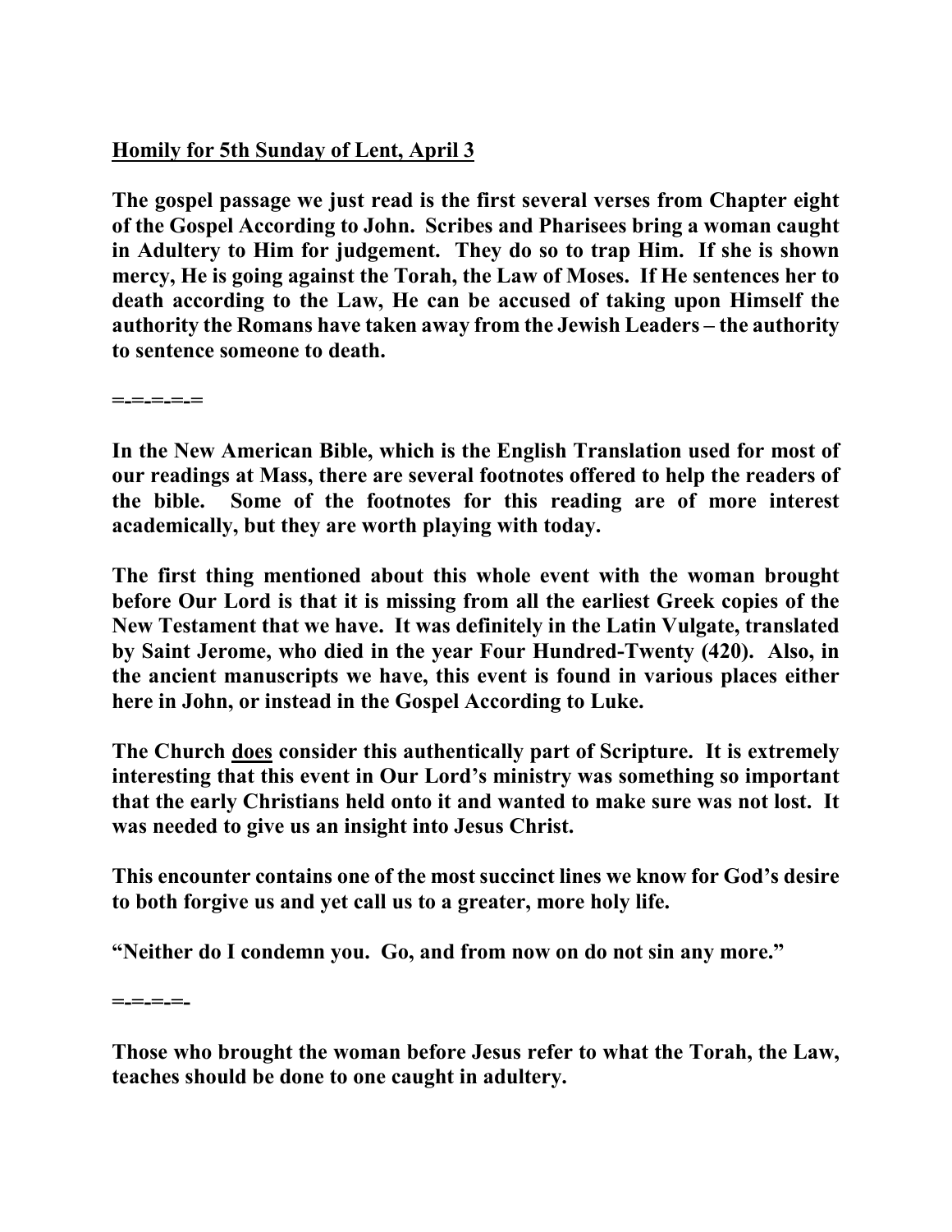<u>**Homily for 5th Sunday of Lent, April 3**</u>

**The gospel passage we just read is the first several verses from Chapter eight of the Gospel According to John. Scribes and Pharisees bring a woman caught in Adultery to Him for judgement. They do so to trap Him. If she is shown mercy, He is going against the Torah, the Law of Moses. If He sentences her to death according to the Law, He can be accused of taking upon Himself the authority the Romans have taken away from the Jewish Leaders – the authority to sentence someone to death.**

**=-=-=-=-=**

**In the New American Bible, which is the English Translation used for most of our readings at Mass, there are several footnotes offered to help the readers of the bible. Some of the footnotes for this reading are of more interest academically, but they are worth playing with today.**

**The first thing mentioned about this whole event with the woman brought before Our Lord is that it is missing from all the earliest Greek copies of the New Testament that we have. It was definitely in the Latin Vulgate, translated by Saint Jerome, who died in the year Four Hundred-Twenty (420). Also, in the ancient manuscripts we have, this event is found in various places either here in John, or instead in the Gospel According to Luke.**

**The Church <u>does</u> consider this authentically part of Scripture. It is extremely interesting that this event in Our Lord's ministry was something so important that the early Christians held onto it and wanted to make sure was not lost. It was needed to give us an insight into Jesus Christ.**

**This encounter contains one of the most succinct lines we know for God's desire to both forgive us and yet call us to a greater, more holy life.**

**"Neither do I condemn you. Go, and from now on do not sin any more."**

**=-=-=-=-**

**Those who brought the woman before Jesus refer to what the Torah, the Law, teaches should be done to one caught in adultery.**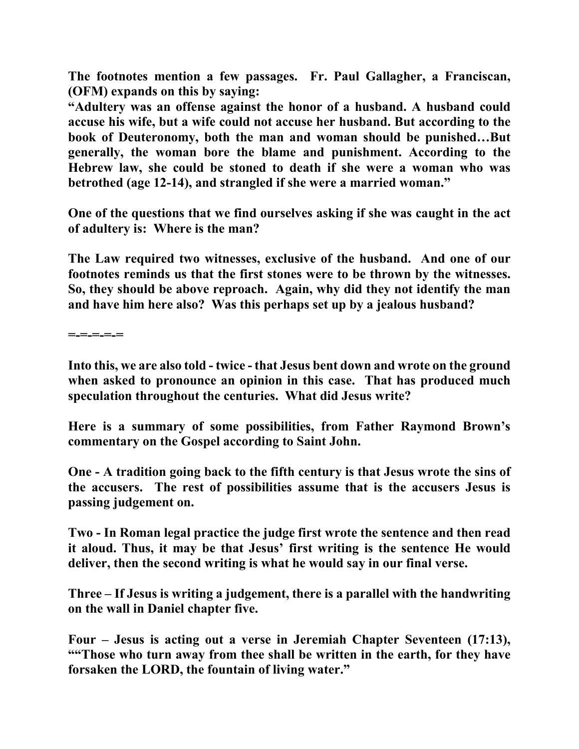**The footnotes mention a few passages. Fr. Paul Gallagher, a Franciscan, (OFM) expands on this by saying:**
**"Adultery was an offense against the honor of a husband. A husband could accuse his wife, but a wife could not accuse her husband. But according to the book of Deuteronomy, both the man and woman should be punished…But generally, the woman bore the blame and punishment. According to the Hebrew law, she could be stoned to death if she were a woman who was betrothed (age 12-14), and strangled if she were a married woman."**

**One of the questions that we find ourselves asking if she was caught in the act of adultery is: Where is the man?**

**The Law required two witnesses, exclusive of the husband. And one of our footnotes reminds us that the first stones were to be thrown by the witnesses. So, they should be above reproach. Again, why did they not identify the man and have him here also? Was this perhaps set up by a jealous husband?**

**=-=-=-=-=**

**Into this, we are also told - twice - that Jesus bent down and wrote on the ground when asked to pronounce an opinion in this case. That has produced much speculation throughout the centuries. What did Jesus write?**

**Here is a summary of some possibilities, from Father Raymond Brown's commentary on the Gospel according to Saint John.**

**One - A tradition going back to the fifth century is that Jesus wrote the sins of the accusers. The rest of possibilities assume that is the accusers Jesus is passing judgement on.**

**Two - In Roman legal practice the judge first wrote the sentence and then read it aloud. Thus, it may be that Jesus' first writing is the sentence He would deliver, then the second writing is what he would say in our final verse.**

**Three – If Jesus is writing a judgement, there is a parallel with the handwriting on the wall in Daniel chapter five.**

**Four – Jesus is acting out a verse in Jeremiah Chapter Seventeen (17:13), ""Those who turn away from thee shall be written in the earth, for they have forsaken the LORD, the fountain of living water."**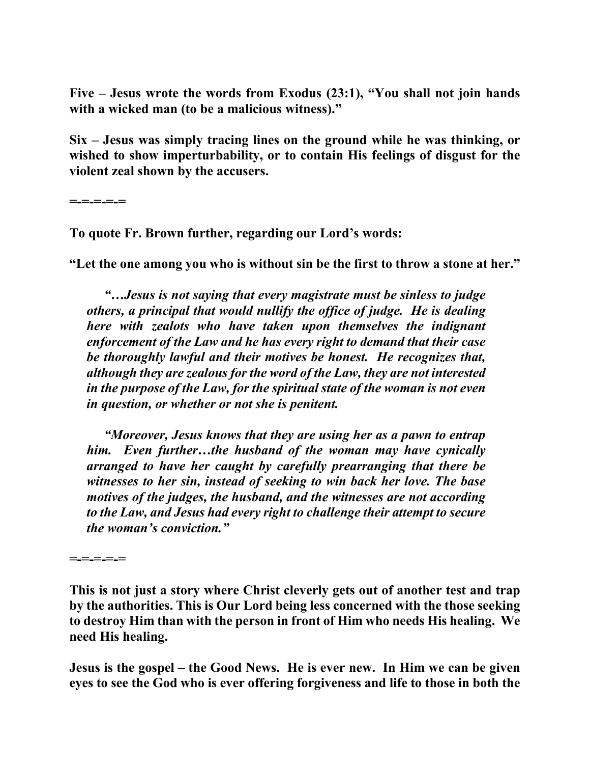**Five – Jesus wrote the words from Exodus (23:1), "You shall not join hands with a wicked man (to be a malicious witness)."**

**Six – Jesus was simply tracing lines on the ground while he was thinking, or wished to show imperturbability, or to contain His feelings of disgust for the violent zeal shown by the accusers.**

**=-=-=-=-=**

**To quote Fr. Brown further, regarding our Lord's words:**

**"Let the one among you who is without sin be the first to throw a stone at her."**

> ***"…Jesus is not saying that every magistrate must be sinless to judge others, a principal that would nullify the office of judge. He is dealing here with zealots who have taken upon themselves the indignant enforcement of the Law and he has every right to demand that their case be thoroughly lawful and their motives be honest. He recognizes that, although they are zealous for the word of the Law, they are not interested in the purpose of the Law, for the spiritual state of the woman is not even in question, or whether or not she is penitent.***
>
> ***"Moreover, Jesus knows that they are using her as a pawn to entrap him. Even further…the husband of the woman may have cynically arranged to have her caught by carefully prearranging that there be witnesses to her sin, instead of seeking to win back her love. The base motives of the judges, the husband, and the witnesses are not according to the Law, and Jesus had every right to challenge their attempt to secure the woman's conviction."***

**=-=-=-=-=**

**This is not just a story where Christ cleverly gets out of another test and trap by the authorities. This is Our Lord being less concerned with the those seeking to destroy Him than with the person in front of Him who needs His healing. We need His healing.**

**Jesus is the gospel – the Good News. He is ever new. In Him we can be given eyes to see the God who is ever offering forgiveness and life to those in both the**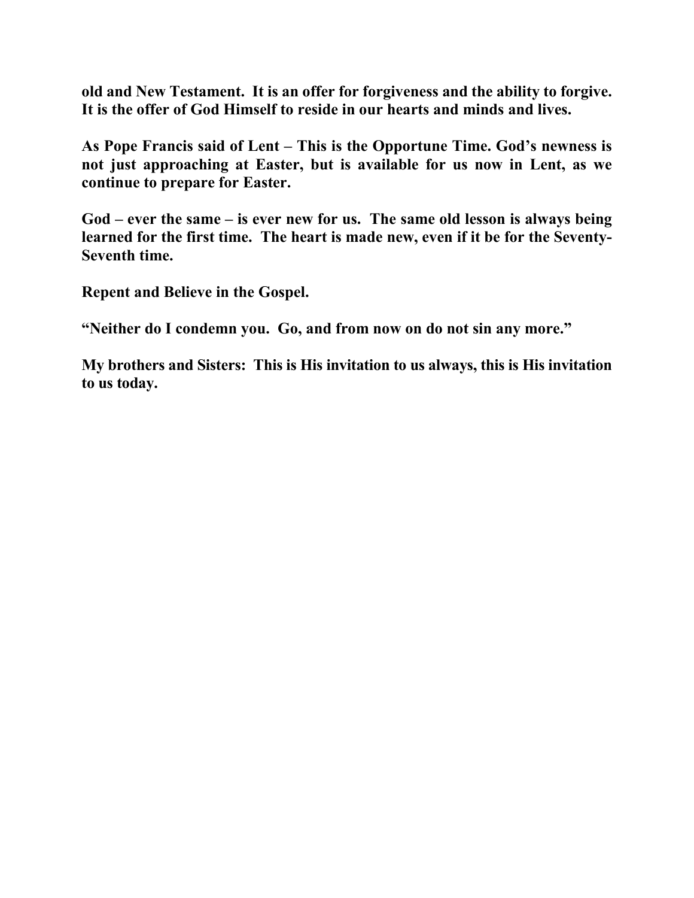**old and New Testament. It is an offer for forgiveness and the ability to forgive. It is the offer of God Himself to reside in our hearts and minds and lives.**

**As Pope Francis said of Lent – This is the Opportune Time. God's newness is not just approaching at Easter, but is available for us now in Lent, as we continue to prepare for Easter.**

**God – ever the same – is ever new for us. The same old lesson is always being learned for the first time. The heart is made new, even if it be for the Seventy-Seventh time.**

**Repent and Believe in the Gospel.**

**"Neither do I condemn you. Go, and from now on do not sin any more."**

**My brothers and Sisters: This is His invitation to us always, this is His invitation to us today.**